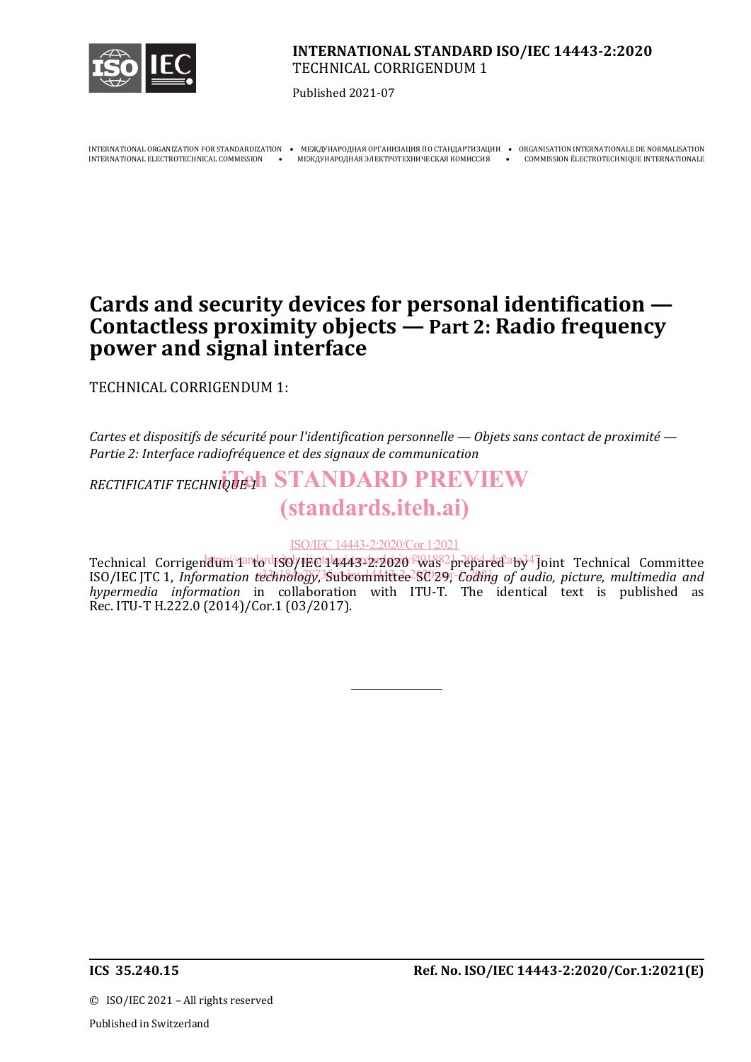**INTERNATIONAL STANDARD ISO/IEC 14443-2:2020**
TECHNICAL CORRIGENDUM 1

Published 2021-07

INTERNATIONAL ORGANIZATION FOR STANDARDIZATION • МЕЖДУНАРОДНАЯ ОРГАНИЗАЦИЯ ПО СТАНДАРТИЗАЦИИ • ORGANISATION INTERNATIONALE DE NORMALISATION
INTERNATIONAL ELECTROTECHNICAL COMMISSION • МЕЖДУНАРОДНАЯ ЭЛЕКТРОТЕХНИЧЕСКАЯ КОМИССИЯ • COMMISSION ÉLECTROTECHNIQUE INTERNATIONALE

# Cards and security devices for personal identification — Contactless proximity objects — Part 2: Radio frequency power and signal interface

TECHNICAL CORRIGENDUM 1:

*Cartes et dispositifs de sécurité pour l'identification personnelle — Objets sans contact de proximité — Partie 2: Interface radiofréquence et des signaux de communication*

*RECTIFICATIF TECHNIQUE 1*

Technical Corrigendum 1 to ISO/IEC 14443-2:2020 was prepared by Joint Technical Committee ISO/IEC JTC 1, *Information technology*, Subcommittee SC 29, *Coding of audio, picture, multimedia and hypermedia information* in collaboration with ITU-T. The identical text is published as Rec. ITU-T H.222.0 (2014)/Cor.1 (03/2017).

**ICS 35.240.15** **Ref. No. ISO/IEC 14443-2:2020/Cor.1:2021(E)**

© ISO/IEC 2021 – All rights reserved

Published in Switzerland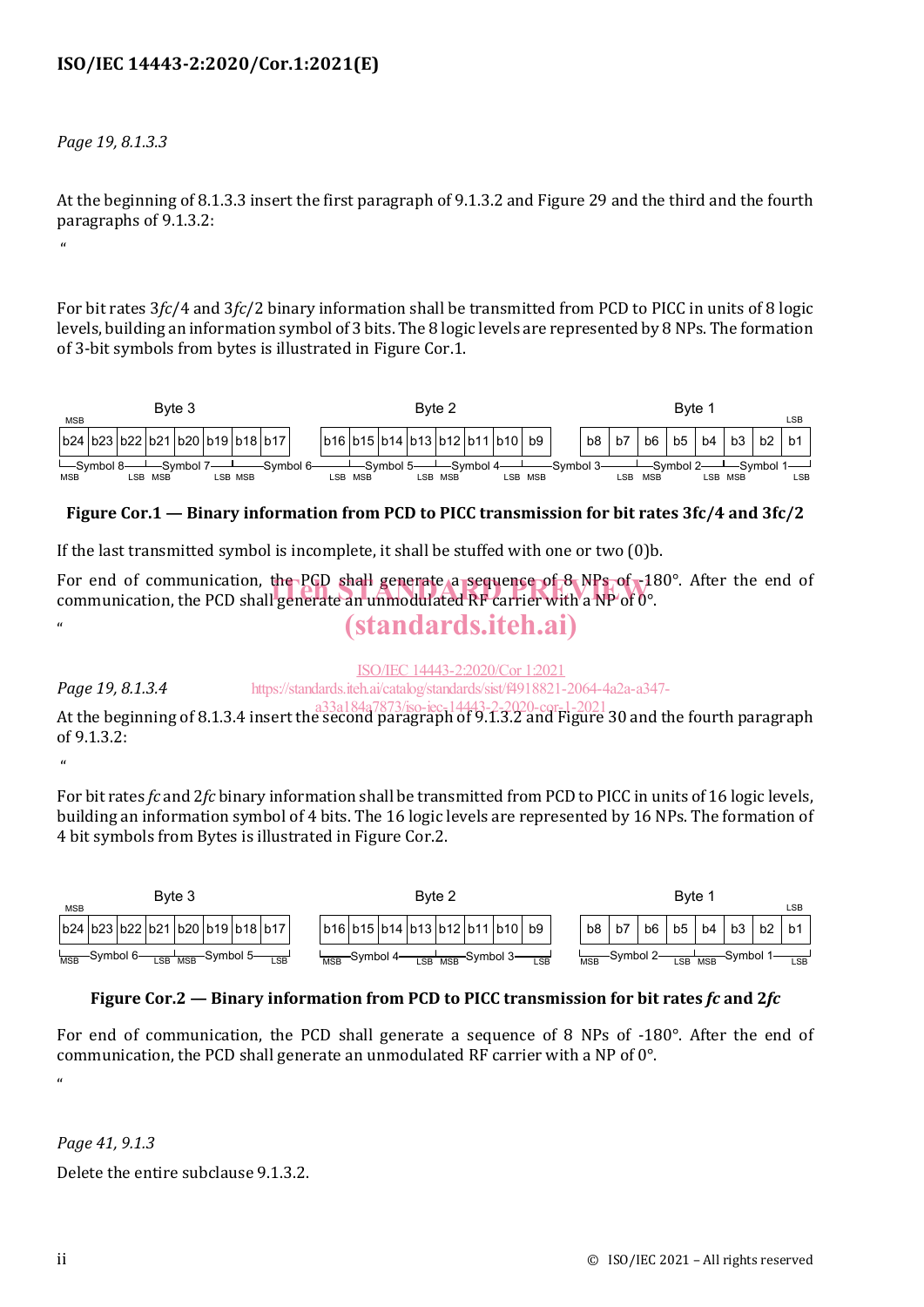*Page 19, 8.1.3.3*

At the beginning of 8.1.3.3 insert the first paragraph of 9.1.3.2 and Figure 29 and the third and the fourth paragraphs of 9.1.3.2:

"

For bit rates 3*fc*/4 and 3*fc*/2 binary information shall be transmitted from PCD to PICC in units of 8 logic levels, building an information symbol of 3 bits. The 8 logic levels are represented by 8 NPs. The formation of 3-bit symbols from bytes is illustrated in Figure Cor.1.

Byte 3
MSB
b24 b23 b22 b21 b20 b19 b18 b17
Byte 2
b16 b15 b14 b13 b12 b11 b10 b9
Byte 1
LSB
b8 b7 b6 b5 b4 b3 b2 b1
Symbol 8 Symbol 7 Symbol 6 Symbol 5 Symbol 4 Symbol 3 Symbol 2 Symbol 1
MSB LSB MSB LSB MSB LSB MSB LSB MSB LSB MSB LSB MSB LSB MSB LSB

**Figure Cor.1 — Binary information from PCD to PICC transmission for bit rates 3fc/4 and 3fc/2**

If the last transmitted symbol is incomplete, it shall be stuffed with one or two (0)b.

For end of communication, the PCD shall generate a sequence of 8 NPs of -180°. After the end of communication, the PCD shall generate an unmodulated RF carrier with a NP of 0°.

"

*Page 19, 8.1.3.4*

At the beginning of 8.1.3.4 insert the second paragraph of 9.1.3.2 and Figure 30 and the fourth paragraph of 9.1.3.2:

"

For bit rates *fc* and 2*fc* binary information shall be transmitted from PCD to PICC in units of 16 logic levels, building an information symbol of 4 bits. The 16 logic levels are represented by 16 NPs. The formation of 4 bit symbols from Bytes is illustrated in Figure Cor.2.

Byte 3
MSB
b24 b23 b22 b21 b20 b19 b18 b17
Byte 2
b16 b15 b14 b13 b12 b11 b10 b9
Byte 1
LSB
b8 b7 b6 b5 b4 b3 b2 b1
MSB Symbol 6 LSB MSB Symbol 5 LSB MSB Symbol 4 LSB MSB Symbol 3 LSB MSB Symbol 2 LSB MSB Symbol 1 LSB

**Figure Cor.2 — Binary information from PCD to PICC transmission for bit rates *fc* and 2*fc***

For end of communication, the PCD shall generate a sequence of 8 NPs of -180°. After the end of communication, the PCD shall generate an unmodulated RF carrier with a NP of 0°.

"

*Page 41, 9.1.3*

Delete the entire subclause 9.1.3.2.